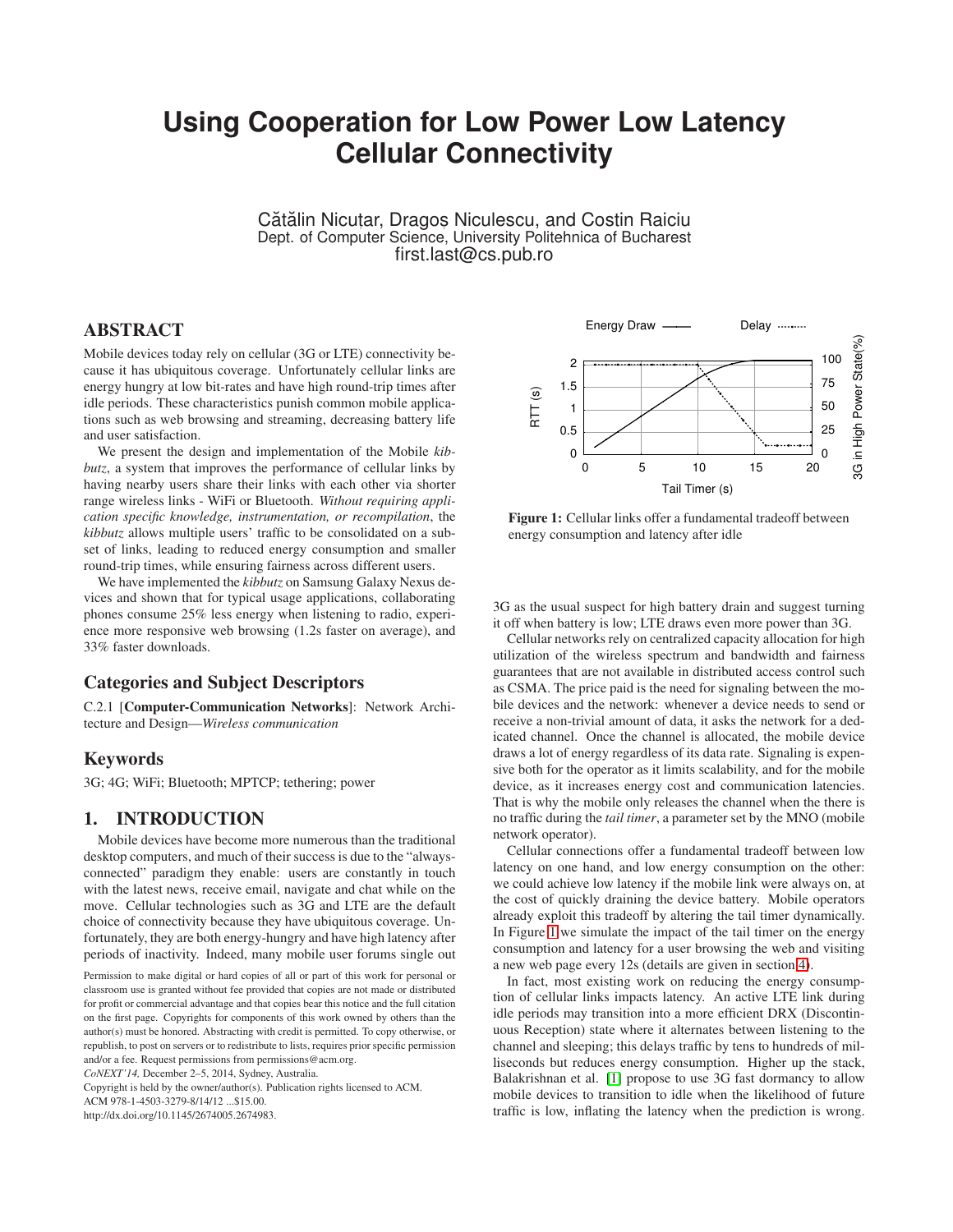# Using Cooperation for Low Power Low Latency Cellular Connectivity

Cătălin Nicuțar, Dragoș Niculescu, and Costin Raiciu
Dept. of Computer Science, University Politehnica of Bucharest
first.last@cs.pub.ro

## ABSTRACT

Mobile devices today rely on cellular (3G or LTE) connectivity because it has ubiquitous coverage. Unfortunately cellular links are energy hungry at low bit-rates and have high round-trip times after idle periods. These characteristics punish common mobile applications such as web browsing and streaming, decreasing battery life and user satisfaction.

We present the design and implementation of the Mobile *kibbutz*, a system that improves the performance of cellular links by having nearby users share their links with each other via shorter range wireless links - WiFi or Bluetooth. *Without requiring application specific knowledge, instrumentation, or recompilation*, the *kibbutz* allows multiple users' traffic to be consolidated on a subset of links, leading to reduced energy consumption and smaller round-trip times, while ensuring fairness across different users.

We have implemented the *kibbutz* on Samsung Galaxy Nexus devices and shown that for typical usage applications, collaborating phones consume 25% less energy when listening to radio, experience more responsive web browsing (1.2s faster on average), and 33% faster downloads.

## Categories and Subject Descriptors

C.2.1 [**Computer-Communication Networks**]: Network Architecture and Design—*Wireless communication*

## Keywords

3G; 4G; WiFi; Bluetooth; MPTCP; tethering; power

## 1. INTRODUCTION

Mobile devices have become more numerous than the traditional desktop computers, and much of their success is due to the "always-connected" paradigm they enable: users are constantly in touch with the latest news, receive email, navigate and chat while on the move. Cellular technologies such as 3G and LTE are the default choice of connectivity because they have ubiquitous coverage. Unfortunately, they are both energy-hungry and have high latency after periods of inactivity. Indeed, many mobile user forums single out 3G as the usual suspect for high battery drain and suggest turning it off when battery is low; LTE draws even more power than 3G.

Permission to make digital or hard copies of all or part of this work for personal or classroom use is granted without fee provided that copies are not made or distributed for profit or commercial advantage and that copies bear this notice and the full citation on the first page. Copyrights for components of this work owned by others than the author(s) must be honored. Abstracting with credit is permitted. To copy otherwise, or republish, to post on servers or to redistribute to lists, requires prior specific permission and/or a fee. Request permissions from permissions@acm.org.
*CoNEXT'14*, December 2–5, 2014, Sydney, Australia.
Copyright is held by the owner/author(s). Publication rights licensed to ACM.
ACM 978-1-4503-3279-8/14/12 ...$15.00.
http://dx.doi.org/10.1145/2674005.2674983.

**Figure 1:** Cellular links offer a fundamental tradeoff between energy consumption and latency after idle

Cellular networks rely on centralized capacity allocation for high utilization of the wireless spectrum and bandwidth and fairness guarantees that are not available in distributed access control such as CSMA. The price paid is the need for signaling between the mobile devices and the network: whenever a device needs to send or receive a non-trivial amount of data, it asks the network for a dedicated channel. Once the channel is allocated, the mobile device draws a lot of energy regardless of its data rate. Signaling is expensive both for the operator as it limits scalability, and for the mobile device, as it increases energy cost and communication latencies. That is why the mobile only releases the channel when the there is no traffic during the *tail timer*, a parameter set by the MNO (mobile network operator).

Cellular connections offer a fundamental tradeoff between low latency on one hand, and low energy consumption on the other: we could achieve low latency if the mobile link were always on, at the cost of quickly draining the device battery. Mobile operators already exploit this tradeoff by altering the tail timer dynamically. In Figure 1 we simulate the impact of the tail timer on the energy consumption and latency for a user browsing the web and visiting a new web page every 12s (details are given in section 4).

In fact, most existing work on reducing the energy consumption of cellular links impacts latency. An active LTE link during idle periods may transition into a more efficient DRX (Discontinuous Reception) state where it alternates between listening to the channel and sleeping; this delays traffic by tens to hundreds of milliseconds but reduces energy consumption. Higher up the stack, Balakrishnan et al. [1] propose to use 3G fast dormancy to allow mobile devices to transition to idle when the likelihood of future traffic is low, inflating the latency when the prediction is wrong.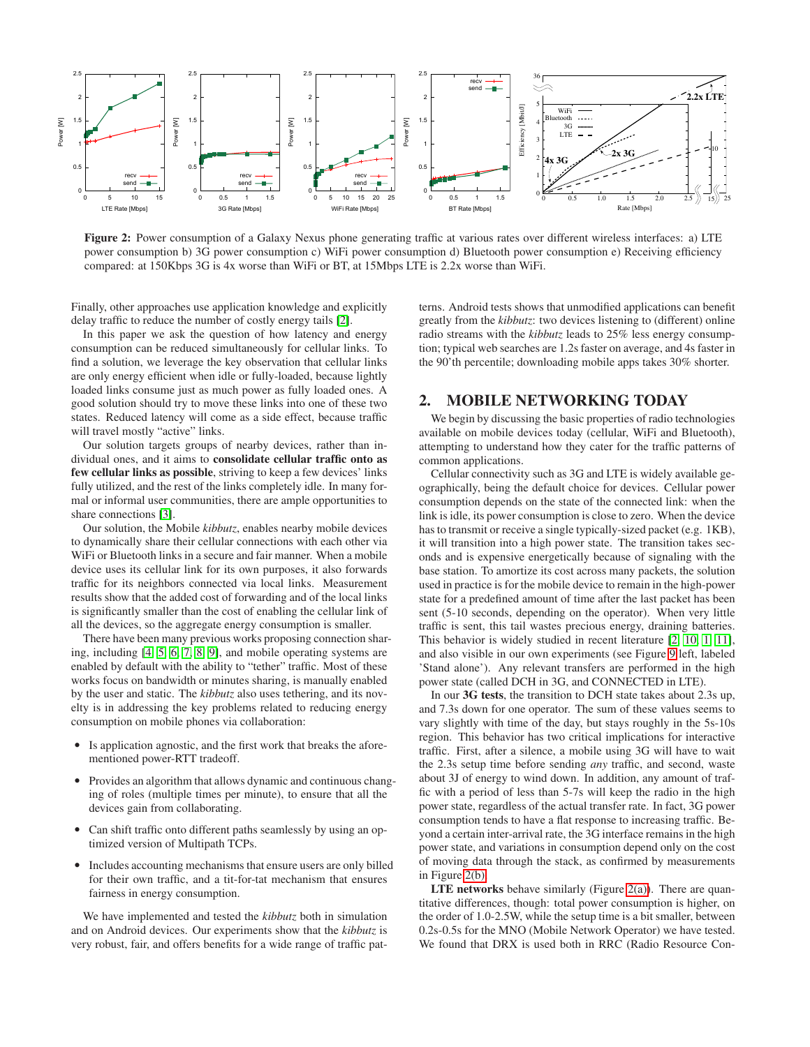**Figure 2:** Power consumption of a Galaxy Nexus phone generating traffic at various rates over different wireless interfaces: a) LTE power consumption b) 3G power consumption c) WiFi power consumption d) Bluetooth power consumption e) Receiving efficiency compared: at 150Kbps 3G is 4x worse than WiFi or BT, at 15Mbps LTE is 2.2x worse than WiFi.

Finally, other approaches use application knowledge and explicitly delay traffic to reduce the number of costly energy tails [2].

In this paper we ask the question of how latency and energy consumption can be reduced simultaneously for cellular links. To find a solution, we leverage the key observation that cellular links are only energy efficient when idle or fully-loaded, because lightly loaded links consume just as much power as fully loaded ones. A good solution should try to move these links into one of these two states. Reduced latency will come as a side effect, because traffic will travel mostly "active" links.

Our solution targets groups of nearby devices, rather than individual ones, and it aims to **consolidate cellular traffic onto as few cellular links as possible**, striving to keep a few devices' links fully utilized, and the rest of the links completely idle. In many formal or informal user communities, there are ample opportunities to share connections [3].

Our solution, the Mobile *kibbutz*, enables nearby mobile devices to dynamically share their cellular connections with each other via WiFi or Bluetooth links in a secure and fair manner. When a mobile device uses its cellular link for its own purposes, it also forwards traffic for its neighbors connected via local links. Measurement results show that the added cost of forwarding and of the local links is significantly smaller than the cost of enabling the cellular link of all the devices, so the aggregate energy consumption is smaller.

There have been many previous works proposing connection sharing, including [4, 5, 6, 7, 8, 9], and mobile operating systems are enabled by default with the ability to "tether" traffic. Most of these works focus on bandwidth or minutes sharing, is manually enabled by the user and static. The *kibbutz* also uses tethering, and its novelty is in addressing the key problems related to reducing energy consumption on mobile phones via collaboration:

- Is application agnostic, and the first work that breaks the aforementioned power-RTT tradeoff.
- Provides an algorithm that allows dynamic and continuous changing of roles (multiple times per minute), to ensure that all the devices gain from collaborating.
- Can shift traffic onto different paths seamlessly by using an optimized version of Multipath TCPs.
- Includes accounting mechanisms that ensure users are only billed for their own traffic, and a tit-for-tat mechanism that ensures fairness in energy consumption.

We have implemented and tested the *kibbutz* both in simulation and on Android devices. Our experiments show that the *kibbutz* is very robust, fair, and offers benefits for a wide range of traffic patterns. Android tests shows that unmodified applications can benefit greatly from the *kibbutz*: two devices listening to (different) online radio streams with the *kibbutz* leads to 25% less energy consumption; typical web searches are 1.2s faster on average, and 4s faster in the 90'th percentile; downloading mobile apps takes 30% shorter.

## 2. MOBILE NETWORKING TODAY

We begin by discussing the basic properties of radio technologies available on mobile devices today (cellular, WiFi and Bluetooth), attempting to understand how they cater for the traffic patterns of common applications.

Cellular connectivity such as 3G and LTE is widely available geographically, being the default choice for devices. Cellular power consumption depends on the state of the connected link: when the link is idle, its power consumption is close to zero. When the device has to transmit or receive a single typically-sized packet (e.g. 1KB), it will transition into a high power state. The transition takes seconds and is expensive energetically because of signaling with the base station. To amortize its cost across many packets, the solution used in practice is for the mobile device to remain in the high-power state for a predefined amount of time after the last packet has been sent (5-10 seconds, depending on the operator). When very little traffic is sent, this tail wastes precious energy, draining batteries. This behavior is widely studied in recent literature [2, 10, 1, 11], and also visible in our own experiments (see Figure 9 left, labeled 'Stand alone'). Any relevant transfers are performed in the high power state (called DCH in 3G, and CONNECTED in LTE).

In our **3G tests**, the transition to DCH state takes about 2.3s up, and 7.3s down for one operator. The sum of these values seems to vary slightly with time of the day, but stays roughly in the 5s-10s region. This behavior has two critical implications for interactive traffic. First, after a silence, a mobile using 3G will have to wait the 2.3s setup time before sending *any* traffic, and second, waste about 3J of energy to wind down. In addition, any amount of traffic with a period of less than 5-7s will keep the radio in the high power state, regardless of the actual transfer rate. In fact, 3G power consumption tends to have a flat response to increasing traffic. Beyond a certain inter-arrival rate, the 3G interface remains in the high power state, and variations in consumption depend only on the cost of moving data through the stack, as confirmed by measurements in Figure 2(b).

**LTE networks** behave similarly (Figure 2(a)). There are quantitative differences, though: total power consumption is higher, on the order of 1.0-2.5W, while the setup time is a bit smaller, between 0.2s-0.5s for the MNO (Mobile Network Operator) we have tested. We found that DRX is used both in RRC (Radio Resource Con-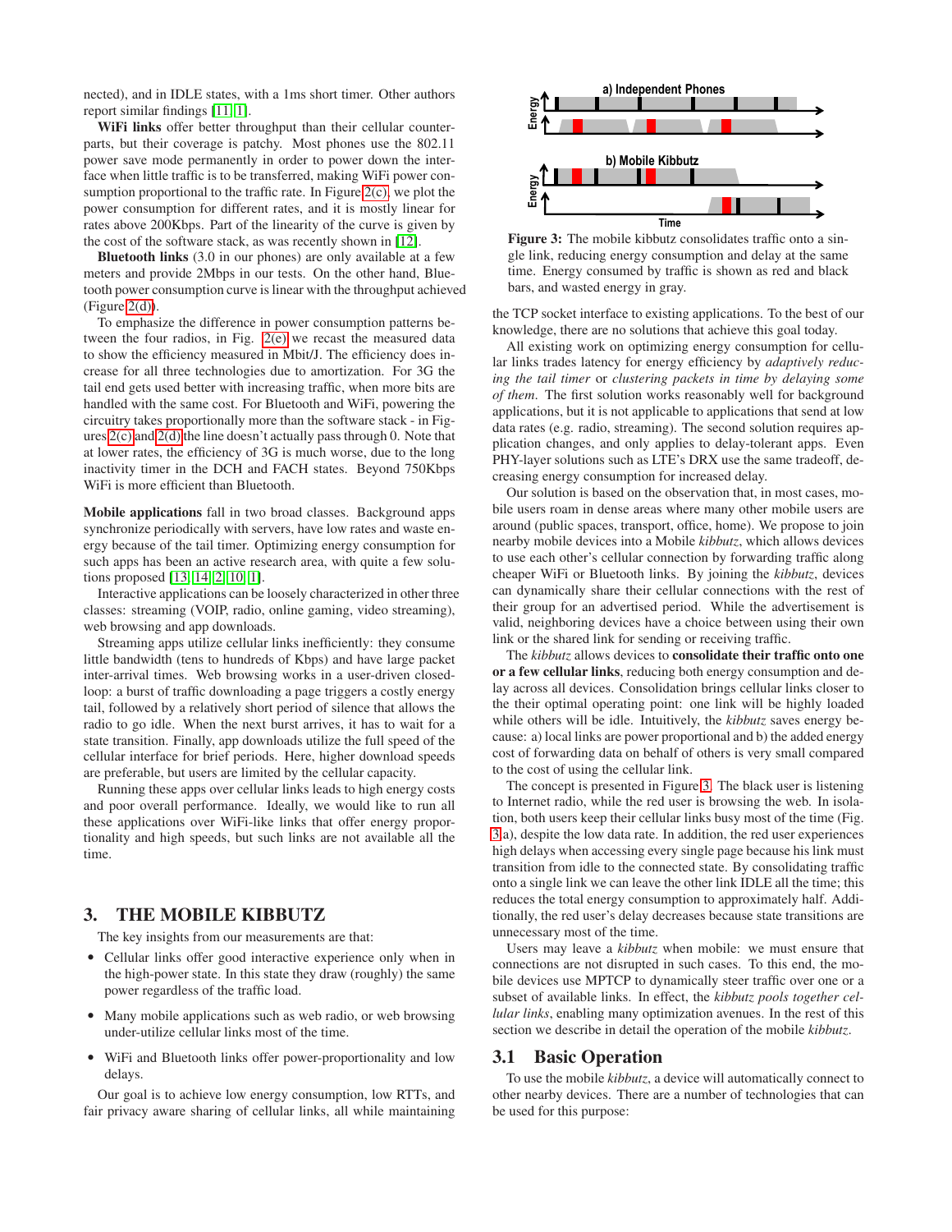nected), and in IDLE states, with a 1ms short timer. Other authors report similar findings [11, 1].

**WiFi links** offer better throughput than their cellular counterparts, but their coverage is patchy. Most phones use the 802.11 power save mode permanently in order to power down the interface when little traffic is to be transferred, making WiFi power consumption proportional to the traffic rate. In Figure 2(c), we plot the power consumption for different rates, and it is mostly linear for rates above 200Kbps. Part of the linearity of the curve is given by the cost of the software stack, as was recently shown in [12].

**Bluetooth links** (3.0 in our phones) are only available at a few meters and provide 2Mbps in our tests. On the other hand, Bluetooth power consumption curve is linear with the throughput achieved (Figure 2(d)).

To emphasize the difference in power consumption patterns between the four radios, in Fig. 2(e) we recast the measured data to show the efficiency measured in Mbit/J. The efficiency does increase for all three technologies due to amortization. For 3G the tail end gets used better with increasing traffic, when more bits are handled with the same cost. For Bluetooth and WiFi, powering the circuitry takes proportionally more than the software stack - in Figures 2(c) and 2(d) the line doesn't actually pass through 0. Note that at lower rates, the efficiency of 3G is much worse, due to the long inactivity timer in the DCH and FACH states. Beyond 750Kbps WiFi is more efficient than Bluetooth.

**Mobile applications** fall in two broad classes. Background apps synchronize periodically with servers, have low rates and waste energy because of the tail timer. Optimizing energy consumption for such apps has been an active research area, with quite a few solutions proposed [13, 14, 2, 10, 1].

Interactive applications can be loosely characterized in other three classes: streaming (VOIP, radio, online gaming, video streaming), web browsing and app downloads.

Streaming apps utilize cellular links inefficiently: they consume little bandwidth (tens to hundreds of Kbps) and have large packet inter-arrival times. Web browsing works in a user-driven closed-loop: a burst of traffic downloading a page triggers a costly energy tail, followed by a relatively short period of silence that allows the radio to go idle. When the next burst arrives, it has to wait for a state transition. Finally, app downloads utilize the full speed of the cellular interface for brief periods. Here, higher download speeds are preferable, but users are limited by the cellular capacity.

Running these apps over cellular links leads to high energy costs and poor overall performance. Ideally, we would like to run all these applications over WiFi-like links that offer energy proportionality and high speeds, but such links are not available all the time.

## 3. THE MOBILE KIBBUTZ

The key insights from our measurements are that:

- Cellular links offer good interactive experience only when in the high-power state. In this state they draw (roughly) the same power regardless of the traffic load.
- Many mobile applications such as web radio, or web browsing under-utilize cellular links most of the time.
- WiFi and Bluetooth links offer power-proportionality and low delays.

Our goal is to achieve low energy consumption, low RTTs, and fair privacy aware sharing of cellular links, all while maintaining the TCP socket interface to existing applications. To the best of our knowledge, there are no solutions that achieve this goal today.

Figure 3: The mobile kibbutz consolidates traffic onto a single link, reducing energy consumption and delay at the same time. Energy consumed by traffic is shown as red and black bars, and wasted energy in gray.

All existing work on optimizing energy consumption for cellular links trades latency for energy efficiency by *adaptively reducing the tail timer* or *clustering packets in time by delaying some of them*. The first solution works reasonably well for background applications, but it is not applicable to applications that send at low data rates (e.g. radio, streaming). The second solution requires application changes, and only applies to delay-tolerant apps. Even PHY-layer solutions such as LTE's DRX use the same tradeoff, decreasing energy consumption for increased delay.

Our solution is based on the observation that, in most cases, mobile users roam in dense areas where many other mobile users are around (public spaces, transport, office, home). We propose to join nearby mobile devices into a Mobile *kibbutz*, which allows devices to use each other's cellular connection by forwarding traffic along cheaper WiFi or Bluetooth links. By joining the *kibbutz*, devices can dynamically share their cellular connections with the rest of their group for an advertised period. While the advertisement is valid, neighboring devices have a choice between using their own link or the shared link for sending or receiving traffic.

The *kibbutz* allows devices to **consolidate their traffic onto one or a few cellular links**, reducing both energy consumption and delay across all devices. Consolidation brings cellular links closer to the their optimal operating point: one link will be highly loaded while others will be idle. Intuitively, the *kibbutz* saves energy because: a) local links are power proportional and b) the added energy cost of forwarding data on behalf of others is very small compared to the cost of using the cellular link.

The concept is presented in Figure 3. The black user is listening to Internet radio, while the red user is browsing the web. In isolation, both users keep their cellular links busy most of the time (Fig. 3.a), despite the low data rate. In addition, the red user experiences high delays when accessing every single page because his link must transition from idle to the connected state. By consolidating traffic onto a single link we can leave the other link IDLE all the time; this reduces the total energy consumption to approximately half. Additionally, the red user's delay decreases because state transitions are unnecessary most of the time.

Users may leave a *kibbutz* when mobile: we must ensure that connections are not disrupted in such cases. To this end, the mobile devices use MPTCP to dynamically steer traffic over one or a subset of available links. In effect, the *kibbutz pools together cellular links*, enabling many optimization avenues. In the rest of this section we describe in detail the operation of the mobile *kibbutz*.

### 3.1 Basic Operation

To use the mobile *kibbutz*, a device will automatically connect to other nearby devices. There are a number of technologies that can be used for this purpose: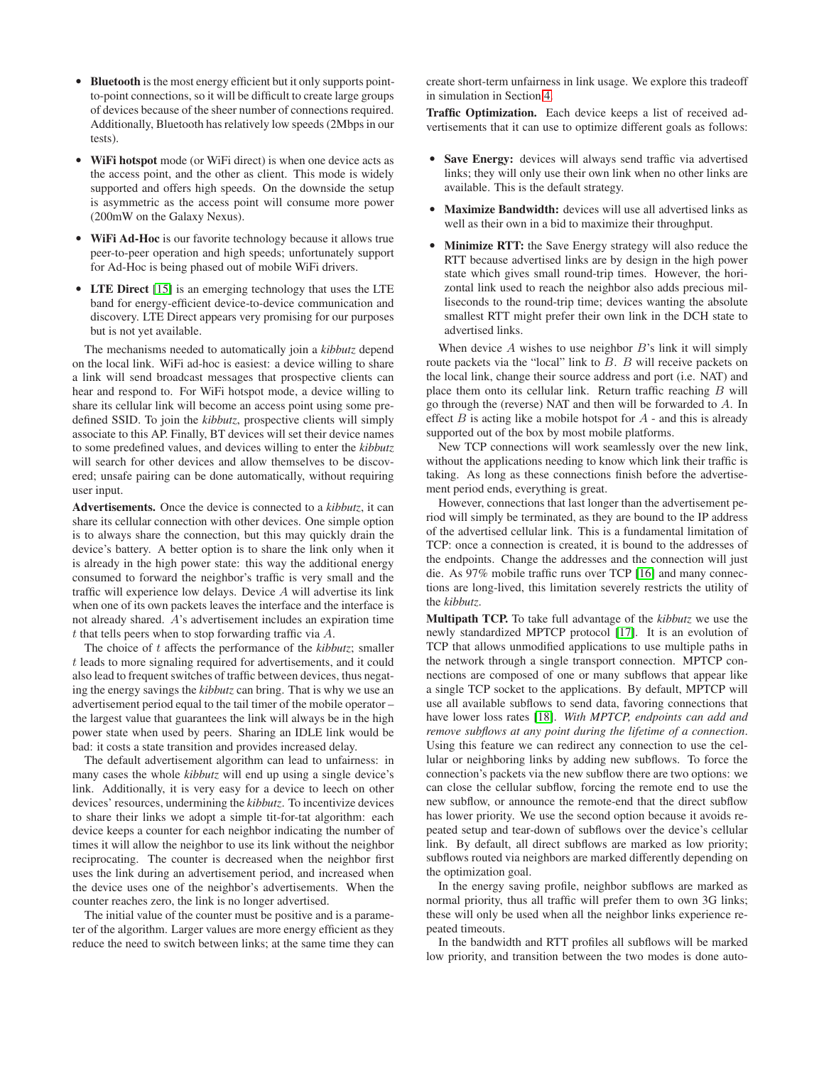- **Bluetooth** is the most energy efficient but it only supports point-to-point connections, so it will be difficult to create large groups of devices because of the sheer number of connections required. Additionally, Bluetooth has relatively low speeds (2Mbps in our tests).
- **WiFi hotspot** mode (or WiFi direct) is when one device acts as the access point, and the other as client. This mode is widely supported and offers high speeds. On the downside the setup is asymmetric as the access point will consume more power (200mW on the Galaxy Nexus).
- **WiFi Ad-Hoc** is our favorite technology because it allows true peer-to-peer operation and high speeds; unfortunately support for Ad-Hoc is being phased out of mobile WiFi drivers.
- **LTE Direct** [15] is an emerging technology that uses the LTE band for energy-efficient device-to-device communication and discovery. LTE Direct appears very promising for our purposes but is not yet available.

The mechanisms needed to automatically join a *kibbutz* depend on the local link. WiFi ad-hoc is easiest: a device willing to share a link will send broadcast messages that prospective clients can hear and respond to. For WiFi hotspot mode, a device willing to share its cellular link will become an access point using some predefined SSID. To join the *kibbutz*, prospective clients will simply associate to this AP. Finally, BT devices will set their device names to some predefined values, and devices willing to enter the *kibbutz* will search for other devices and allow themselves to be discovered; unsafe pairing can be done automatically, without requiring user input.

**Advertisements.** Once the device is connected to a *kibbutz*, it can share its cellular connection with other devices. One simple option is to always share the connection, but this may quickly drain the device's battery. A better option is to share the link only when it is already in the high power state: this way the additional energy consumed to forward the neighbor's traffic is very small and the traffic will experience low delays. Device $A$ will advertise its link when one of its own packets leaves the interface and the interface is not already shared. $A$'s advertisement includes an expiration time $t$ that tells peers when to stop forwarding traffic via $A$.

The choice of $t$ affects the performance of the *kibbutz*; smaller $t$ leads to more signaling required for advertisements, and it could also lead to frequent switches of traffic between devices, thus negating the energy savings the *kibbutz* can bring. That is why we use an advertisement period equal to the tail timer of the mobile operator – the largest value that guarantees the link will always be in the high power state when used by peers. Sharing an IDLE link would be bad: it costs a state transition and provides increased delay.

The default advertisement algorithm can lead to unfairness: in many cases the whole *kibbutz* will end up using a single device's link. Additionally, it is very easy for a device to leech on other devices' resources, undermining the *kibbutz*. To incentivize devices to share their links we adopt a simple tit-for-tat algorithm: each device keeps a counter for each neighbor indicating the number of times it will allow the neighbor to use its link without the neighbor reciprocating. The counter is decreased when the neighbor first uses the link during an advertisement period, and increased when the device uses one of the neighbor's advertisements. When the counter reaches zero, the link is no longer advertised.

The initial value of the counter must be positive and is a parameter of the algorithm. Larger values are more energy efficient as they reduce the need to switch between links; at the same time they can create short-term unfairness in link usage. We explore this tradeoff in simulation in Section 4.

**Traffic Optimization.** Each device keeps a list of received advertisements that it can use to optimize different goals as follows:

- **Save Energy:** devices will always send traffic via advertised links; they will only use their own link when no other links are available. This is the default strategy.
- **Maximize Bandwidth:** devices will use all advertised links as well as their own in a bid to maximize their throughput.
- **Minimize RTT:** the Save Energy strategy will also reduce the RTT because advertised links are by design in the high power state which gives small round-trip times. However, the horizontal link used to reach the neighbor also adds precious milliseconds to the round-trip time; devices wanting the absolute smallest RTT might prefer their own link in the DCH state to advertised links.

When device $A$ wishes to use neighbor $B$'s link it will simply route packets via the "local" link to $B$. $B$ will receive packets on the local link, change their source address and port (i.e. NAT) and place them onto its cellular link. Return traffic reaching $B$ will go through the (reverse) NAT and then will be forwarded to $A$. In effect $B$ is acting like a mobile hotspot for $A$ - and this is already supported out of the box by most mobile platforms.

New TCP connections will work seamlessly over the new link, without the applications needing to know which link their traffic is taking. As long as these connections finish before the advertisement period ends, everything is great.

However, connections that last longer than the advertisement period will simply be terminated, as they are bound to the IP address of the advertised cellular link. This is a fundamental limitation of TCP: once a connection is created, it is bound to the addresses of the endpoints. Change the addresses and the connection will just die. As 97% mobile traffic runs over TCP [16] and many connections are long-lived, this limitation severely restricts the utility of the *kibbutz*.

**Multipath TCP.** To take full advantage of the *kibbutz* we use the newly standardized MPTCP protocol [17]. It is an evolution of TCP that allows unmodified applications to use multiple paths in the network through a single transport connection. MPTCP connections are composed of one or many subflows that appear like a single TCP socket to the applications. By default, MPTCP will use all available subflows to send data, favoring connections that have lower loss rates [18]. *With MPTCP, endpoints can add and remove subflows at any point during the lifetime of a connection*. Using this feature we can redirect any connection to use the cellular or neighboring links by adding new subflows. To force the connection's packets via the new subflow there are two options: we can close the cellular subflow, forcing the remote end to use the new subflow, or announce the remote-end that the direct subflow has lower priority. We use the second option because it avoids repeated setup and tear-down of subflows over the device's cellular link. By default, all direct subflows are marked as low priority; subflows routed via neighbors are marked differently depending on the optimization goal.

In the energy saving profile, neighbor subflows are marked as normal priority, thus all traffic will prefer them to own 3G links; these will only be used when all the neighbor links experience repeated timeouts.

In the bandwidth and RTT profiles all subflows will be marked low priority, and transition between the two modes is done auto-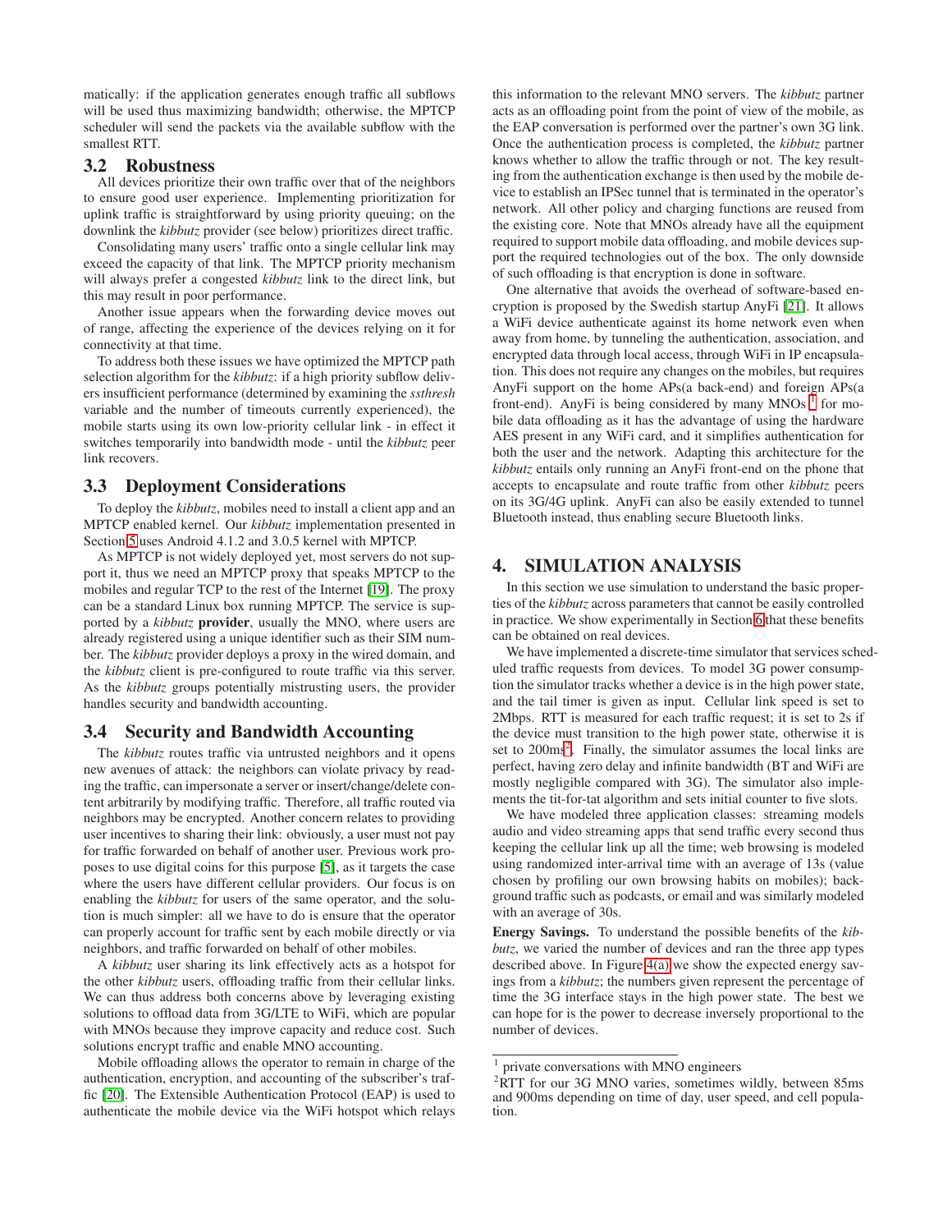matically: if the application generates enough traffic all subflows will be used thus maximizing bandwidth; otherwise, the MPTCP scheduler will send the packets via the available subflow with the smallest RTT.

### 3.2 Robustness

All devices prioritize their own traffic over that of the neighbors to ensure good user experience. Implementing prioritization for uplink traffic is straightforward by using priority queuing; on the downlink the *kibbutz* provider (see below) prioritizes direct traffic.

Consolidating many users' traffic onto a single cellular link may exceed the capacity of that link. The MPTCP priority mechanism will always prefer a congested *kibbutz* link to the direct link, but this may result in poor performance.

Another issue appears when the forwarding device moves out of range, affecting the experience of the devices relying on it for connectivity at that time.

To address both these issues we have optimized the MPTCP path selection algorithm for the *kibbutz*: if a high priority subflow delivers insufficient performance (determined by examining the *ssthresh* variable and the number of timeouts currently experienced), the mobile starts using its own low-priority cellular link - in effect it switches temporarily into bandwidth mode - until the *kibbutz* peer link recovers.

### 3.3 Deployment Considerations

To deploy the *kibbutz*, mobiles need to install a client app and an MPTCP enabled kernel. Our *kibbutz* implementation presented in Section 5 uses Android 4.1.2 and 3.0.5 kernel with MPTCP.

As MPTCP is not widely deployed yet, most servers do not support it, thus we need an MPTCP proxy that speaks MPTCP to the mobiles and regular TCP to the rest of the Internet [19]. The proxy can be a standard Linux box running MPTCP. The service is supported by a *kibbutz* **provider**, usually the MNO, where users are already registered using a unique identifier such as their SIM number. The *kibbutz* provider deploys a proxy in the wired domain, and the *kibbutz* client is pre-configured to route traffic via this server. As the *kibbutz* groups potentially mistrusting users, the provider handles security and bandwidth accounting.

### 3.4 Security and Bandwidth Accounting

The *kibbutz* routes traffic via untrusted neighbors and it opens new avenues of attack: the neighbors can violate privacy by reading the traffic, can impersonate a server or insert/change/delete content arbitrarily by modifying traffic. Therefore, all traffic routed via neighbors may be encrypted. Another concern relates to providing user incentives to sharing their link: obviously, a user must not pay for traffic forwarded on behalf of another user. Previous work proposes to use digital coins for this purpose [5], as it targets the case where the users have different cellular providers. Our focus is on enabling the *kibbutz* for users of the same operator, and the solution is much simpler: all we have to do is ensure that the operator can properly account for traffic sent by each mobile directly or via neighbors, and traffic forwarded on behalf of other mobiles.

A *kibbutz* user sharing its link effectively acts as a hotspot for the other *kibbutz* users, offloading traffic from their cellular links. We can thus address both concerns above by leveraging existing solutions to offload data from 3G/LTE to WiFi, which are popular with MNOs because they improve capacity and reduce cost. Such solutions encrypt traffic and enable MNO accounting.

Mobile offloading allows the operator to remain in charge of the authentication, encryption, and accounting of the subscriber's traffic [20]. The Extensible Authentication Protocol (EAP) is used to authenticate the mobile device via the WiFi hotspot which relays this information to the relevant MNO servers. The *kibbutz* partner acts as an offloading point from the point of view of the mobile, as the EAP conversation is performed over the partner's own 3G link. Once the authentication process is completed, the *kibbutz* partner knows whether to allow the traffic through or not. The key resulting from the authentication exchange is then used by the mobile device to establish an IPSec tunnel that is terminated in the operator's network. All other policy and charging functions are reused from the existing core. Note that MNOs already have all the equipment required to support mobile data offloading, and mobile devices support the required technologies out of the box. The only downside of such offloading is that encryption is done in software.

One alternative that avoids the overhead of software-based encryption is proposed by the Swedish startup AnyFi [21]. It allows a WiFi device authenticate against its home network even when away from home, by tunneling the authentication, association, and encrypted data through local access, through WiFi in IP encapsulation. This does not require any changes on the mobiles, but requires AnyFi support on the home APs(a back-end) and foreign APs(a front-end). AnyFi is being considered by many MNOs [1] for mobile data offloading as it has the advantage of using the hardware AES present in any WiFi card, and it simplifies authentication for both the user and the network. Adapting this architecture for the *kibbutz* entails only running an AnyFi front-end on the phone that accepts to encapsulate and route traffic from other *kibbutz* peers on its 3G/4G uplink. AnyFi can also be easily extended to tunnel Bluetooth instead, thus enabling secure Bluetooth links.

## 4. SIMULATION ANALYSIS

In this section we use simulation to understand the basic properties of the *kibbutz* across parameters that cannot be easily controlled in practice. We show experimentally in Section 6 that these benefits can be obtained on real devices.

We have implemented a discrete-time simulator that services scheduled traffic requests from devices. To model 3G power consumption the simulator tracks whether a device is in the high power state, and the tail timer is given as input. Cellular link speed is set to 2Mbps. RTT is measured for each traffic request; it is set to 2s if the device must transition to the high power state, otherwise it is set to 200ms[2]. Finally, the simulator assumes the local links are perfect, having zero delay and infinite bandwidth (BT and WiFi are mostly negligible compared with 3G). The simulator also implements the tit-for-tat algorithm and sets initial counter to five slots.

We have modeled three application classes: streaming models audio and video streaming apps that send traffic every second thus keeping the cellular link up all the time; web browsing is modeled using randomized inter-arrival time with an average of 13s (value chosen by profiling our own browsing habits on mobiles); background traffic such as podcasts, or email and was similarly modeled with an average of 30s.

**Energy Savings.** To understand the possible benefits of the *kibbutz*, we varied the number of devices and ran the three app types described above. In Figure 4(a) we show the expected energy savings from a *kibbutz*; the numbers given represent the percentage of time the 3G interface stays in the high power state. The best we can hope for is the power to decrease inversely proportional to the number of devices.

---

[1] private conversations with MNO engineers

[2] RTT for our 3G MNO varies, sometimes wildly, between 85ms and 900ms depending on time of day, user speed, and cell population.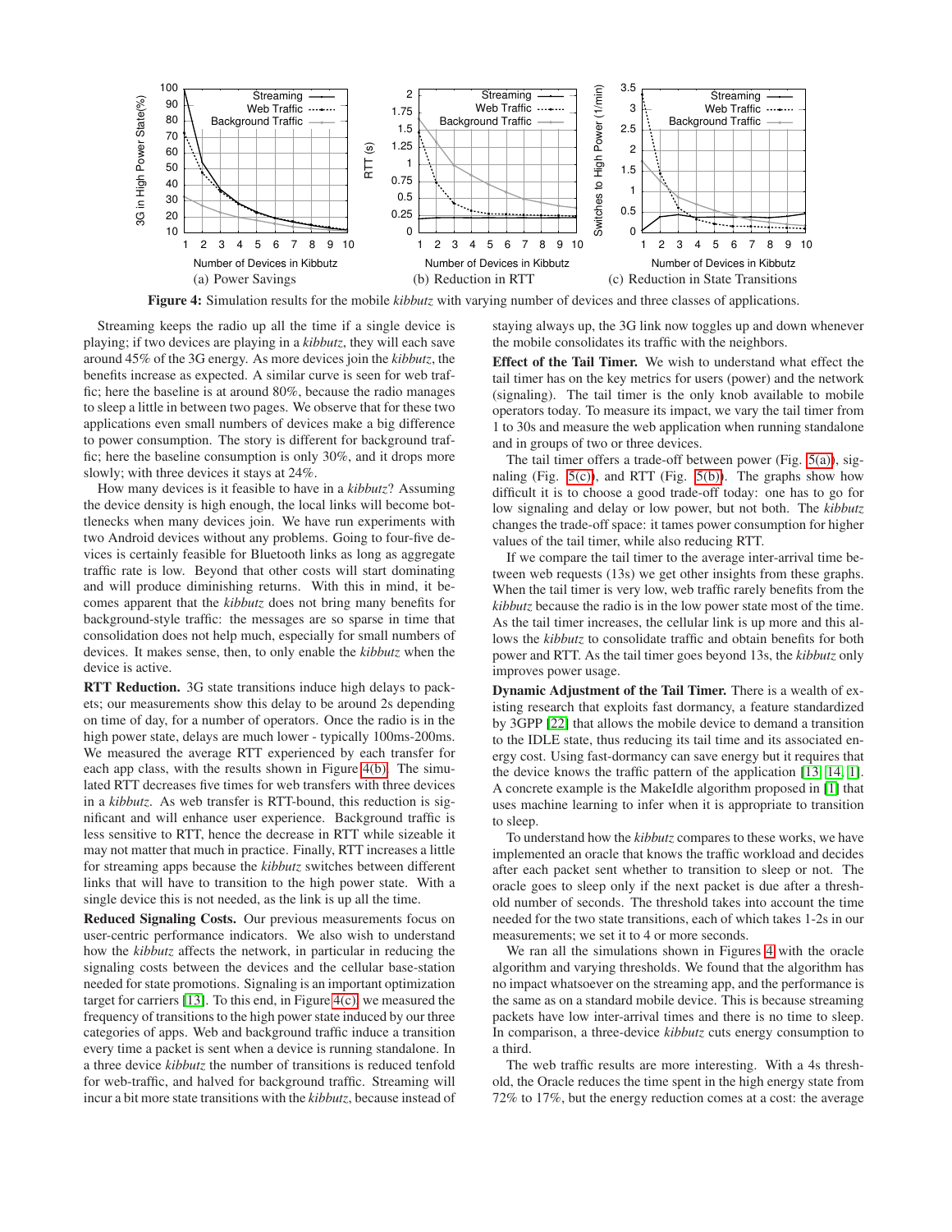Figure 4: Simulation results for the mobile *kibbutz* with varying number of devices and three classes of applications.

(a) Power Savings (b) Reduction in RTT (c) Reduction in State Transitions

Streaming keeps the radio up all the time if a single device is playing; if two devices are playing in a *kibbutz*, they will each save around 45% of the 3G energy. As more devices join the *kibbutz*, the benefits increase as expected. A similar curve is seen for web traffic; here the baseline is at around 80%, because the radio manages to sleep a little in between two pages. We observe that for these two applications even small numbers of devices make a big difference to power consumption. The story is different for background traffic; here the baseline consumption is only 30%, and it drops more slowly; with three devices it stays at 24%.

How many devices is it feasible to have in a *kibbutz*? Assuming the device density is high enough, the local links will become bottlenecks when many devices join. We have run experiments with two Android devices without any problems. Going to four-five devices is certainly feasible for Bluetooth links as long as aggregate traffic rate is low. Beyond that other costs will start dominating and will produce diminishing returns. With this in mind, it becomes apparent that the *kibbutz* does not bring many benefits for background-style traffic: the messages are so sparse in time that consolidation does not help much, especially for small numbers of devices. It makes sense, then, to only enable the *kibbutz* when the device is active.

**RTT Reduction.** 3G state transitions induce high delays to packets; our measurements show this delay to be around 2s depending on time of day, for a number of operators. Once the radio is in the high power state, delays are much lower - typically 100ms-200ms. We measured the average RTT experienced by each transfer for each app class, with the results shown in Figure 4(b). The simulated RTT decreases five times for web transfers with three devices in a *kibbutz*. As web transfer is RTT-bound, this reduction is significant and will enhance user experience. Background traffic is less sensitive to RTT, hence the decrease in RTT while sizeable it may not matter that much in practice. Finally, RTT increases a little for streaming apps because the *kibbutz* switches between different links that will have to transition to the high power state. With a single device this is not needed, as the link is up all the time.

**Reduced Signaling Costs.** Our previous measurements focus on user-centric performance indicators. We also wish to understand how the *kibbutz* affects the network, in particular in reducing the signaling costs between the devices and the cellular base-station needed for state promotions. Signaling is an important optimization target for carriers [13]. To this end, in Figure 4(c) we measured the frequency of transitions to the high power state induced by our three categories of apps. Web and background traffic induce a transition every time a packet is sent when a device is running standalone. In a three device *kibbutz* the number of transitions is reduced tenfold for web-traffic, and halved for background traffic. Streaming will incur a bit more state transitions with the *kibbutz*, because instead of staying always up, the 3G link now toggles up and down whenever the mobile consolidates its traffic with the neighbors.

**Effect of the Tail Timer.** We wish to understand what effect the tail timer has on the key metrics for users (power) and the network (signaling). The tail timer is the only knob available to mobile operators today. To measure its impact, we vary the tail timer from 1 to 30s and measure the web application when running standalone and in groups of two or three devices.

The tail timer offers a trade-off between power (Fig. 5(a)), signaling (Fig. 5(c)), and RTT (Fig. 5(b)). The graphs show how difficult it is to choose a good trade-off today: one has to go for low signaling and delay or low power, but not both. The *kibbutz* changes the trade-off space: it tames power consumption for higher values of the tail timer, while also reducing RTT.

If we compare the tail timer to the average inter-arrival time between web requests (13s) we get other insights from these graphs. When the tail timer is very low, web traffic rarely benefits from the *kibbutz* because the radio is in the low power state most of the time. As the tail timer increases, the cellular link is up more and this allows the *kibbutz* to consolidate traffic and obtain benefits for both power and RTT. As the tail timer goes beyond 13s, the *kibbutz* only improves power usage.

**Dynamic Adjustment of the Tail Timer.** There is a wealth of existing research that exploits fast dormancy, a feature standardized by 3GPP [22] that allows the mobile device to demand a transition to the IDLE state, thus reducing its tail time and its associated energy cost. Using fast-dormancy can save energy but it requires that the device knows the traffic pattern of the application [13, 14, 1]. A concrete example is the MakeIdle algorithm proposed in [1] that uses machine learning to infer when it is appropriate to transition to sleep.

To understand how the *kibbutz* compares to these works, we have implemented an oracle that knows the traffic workload and decides after each packet sent whether to transition to sleep or not. The oracle goes to sleep only if the next packet is due after a threshold number of seconds. The threshold takes into account the time needed for the two state transitions, each of which takes 1-2s in our measurements; we set it to 4 or more seconds.

We ran all the simulations shown in Figures 4 with the oracle algorithm and varying thresholds. We found that the algorithm has no impact whatsoever on the streaming app, and the performance is the same as on a standard mobile device. This is because streaming packets have low inter-arrival times and there is no time to sleep. In comparison, a three-device *kibbutz* cuts energy consumption to a third.

The web traffic results are more interesting. With a 4s threshold, the Oracle reduces the time spent in the high energy state from 72% to 17%, but the energy reduction comes at a cost: the average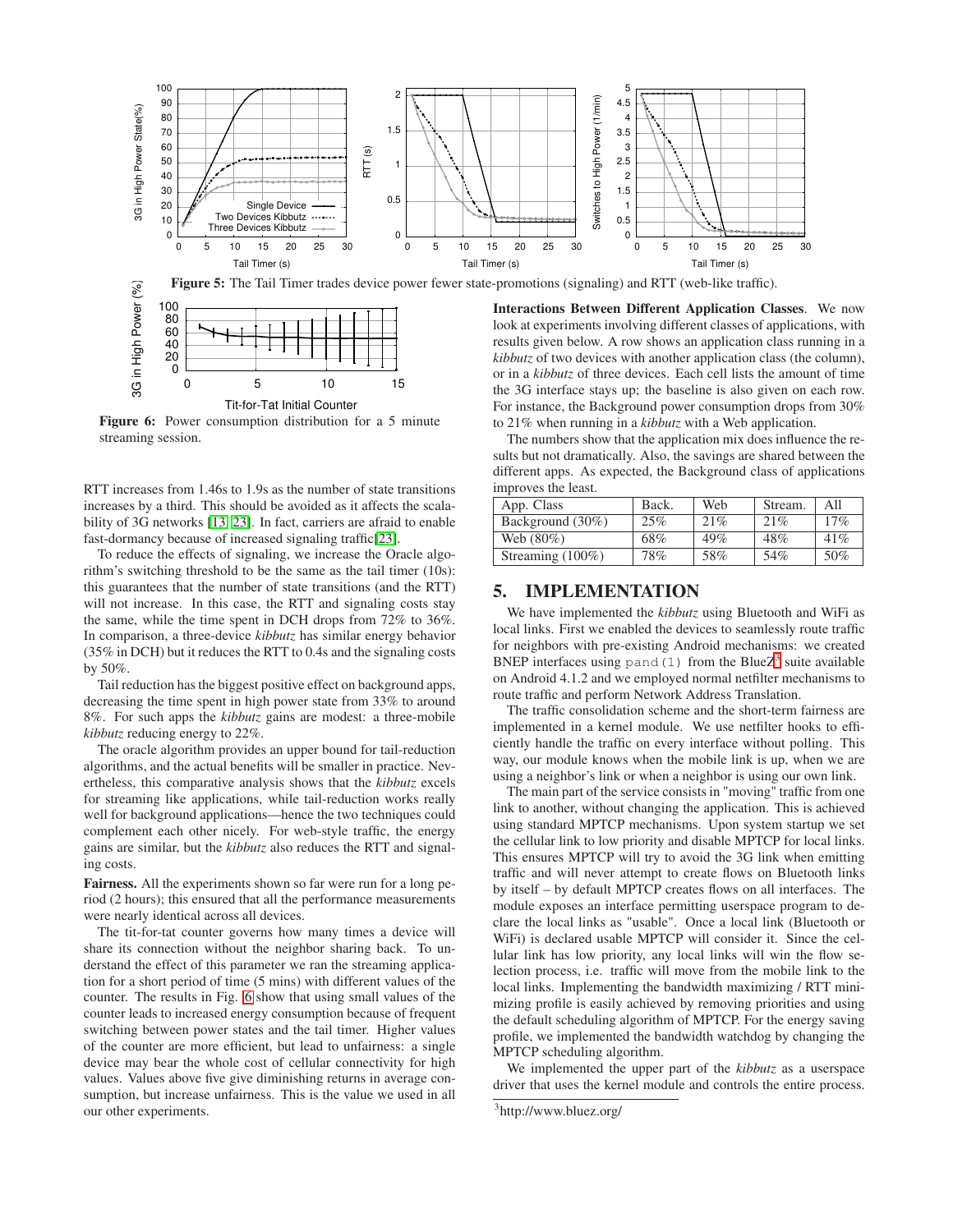Figure 5: The Tail Timer trades device power fewer state-promotions (signaling) and RTT (web-like traffic).

Figure 6: Power consumption distribution for a 5 minute streaming session.

RTT increases from 1.46s to 1.9s as the number of state transitions increases by a third. This should be avoided as it affects the scalability of 3G networks [13, 23]. In fact, carriers are afraid to enable fast-dormancy because of increased signaling traffic[23].

To reduce the effects of signaling, we increase the Oracle algorithm's switching threshold to be the same as the tail timer (10s): this guarantees that the number of state transitions (and the RTT) will not increase. In this case, the RTT and signaling costs stay the same, while the time spent in DCH drops from 72% to 36%. In comparison, a three-device *kibbutz* has similar energy behavior (35% in DCH) but it reduces the RTT to 0.4s and the signaling costs by 50%.

Tail reduction has the biggest positive effect on background apps, decreasing the time spent in high power state from 33% to around 8%. For such apps the *kibbutz* gains are modest: a three-mobile *kibbutz* reducing energy to 22%.

The oracle algorithm provides an upper bound for tail-reduction algorithms, and the actual benefits will be smaller in practice. Nevertheless, this comparative analysis shows that the *kibbutz* excels for streaming like applications, while tail-reduction works really well for background applications—hence the two techniques could complement each other nicely. For web-style traffic, the energy gains are similar, but the *kibbutz* also reduces the RTT and signaling costs.

**Fairness.** All the experiments shown so far were run for a long period (2 hours); this ensured that all the performance measurements were nearly identical across all devices.

The tit-for-tat counter governs how many times a device will share its connection without the neighbor sharing back. To understand the effect of this parameter we ran the streaming application for a short period of time (5 mins) with different values of the counter. The results in Fig. 6 show that using small values of the counter leads to increased energy consumption because of frequent switching between power states and the tail timer. Higher values of the counter are more efficient, but lead to unfairness: a single device may bear the whole cost of cellular connectivity for high values. Values above five give diminishing returns in average consumption, but increase unfairness. This is the value we used in all our other experiments.

**Interactions Between Different Application Classes**. We now look at experiments involving different classes of applications, with results given below. A row shows an application class running in a *kibbutz* of two devices with another application class (the column), or in a *kibbutz* of three devices. Each cell lists the amount of time the 3G interface stays up; the baseline is also given on each row. For instance, the Background power consumption drops from 30% to 21% when running in a *kibbutz* with a Web application.

The numbers show that the application mix does influence the results but not dramatically. Also, the savings are shared between the different apps. As expected, the Background class of applications improves the least.

| App. Class | Back. | Web | Stream. | All |
|---|---|---|---|---|
| Background (30%) | 25% | 21% | 21% | 17% |
| Web (80%) | 68% | 49% | 48% | 41% |
| Streaming (100%) | 78% | 58% | 54% | 50% |

## 5. IMPLEMENTATION

We have implemented the *kibbutz* using Bluetooth and WiFi as local links. First we enabled the devices to seamlessly route traffic for neighbors with pre-existing Android mechanisms: we created BNEP interfaces using `pand(1)` from the BlueZ[3] suite available on Android 4.1.2 and we employed normal netfilter mechanisms to route traffic and perform Network Address Translation.

The traffic consolidation scheme and the short-term fairness are implemented in a kernel module. We use netfilter hooks to efficiently handle the traffic on every interface without polling. This way, our module knows when the mobile link is up, when we are using a neighbor's link or when a neighbor is using our own link.

The main part of the service consists in "moving" traffic from one link to another, without changing the application. This is achieved using standard MPTCP mechanisms. Upon system startup we set the cellular link to low priority and disable MPTCP for local links. This ensures MPTCP will try to avoid the 3G link when emitting traffic and will never attempt to create flows on Bluetooth links by itself – by default MPTCP creates flows on all interfaces. The module exposes an interface permitting userspace program to declare the local links as "usable". Once a local link (Bluetooth or WiFi) is declared usable MPTCP will consider it. Since the cellular link has low priority, any local links will win the flow selection process, i.e. traffic will move from the mobile link to the local links. Implementing the bandwidth maximizing / RTT minimizing profile is easily achieved by removing priorities and using the default scheduling algorithm of MPTCP. For the energy saving profile, we implemented the bandwidth watchdog by changing the MPTCP scheduling algorithm.

We implemented the upper part of the *kibbutz* as a userspace driver that uses the kernel module and controls the entire process.

[3] http://www.bluez.org/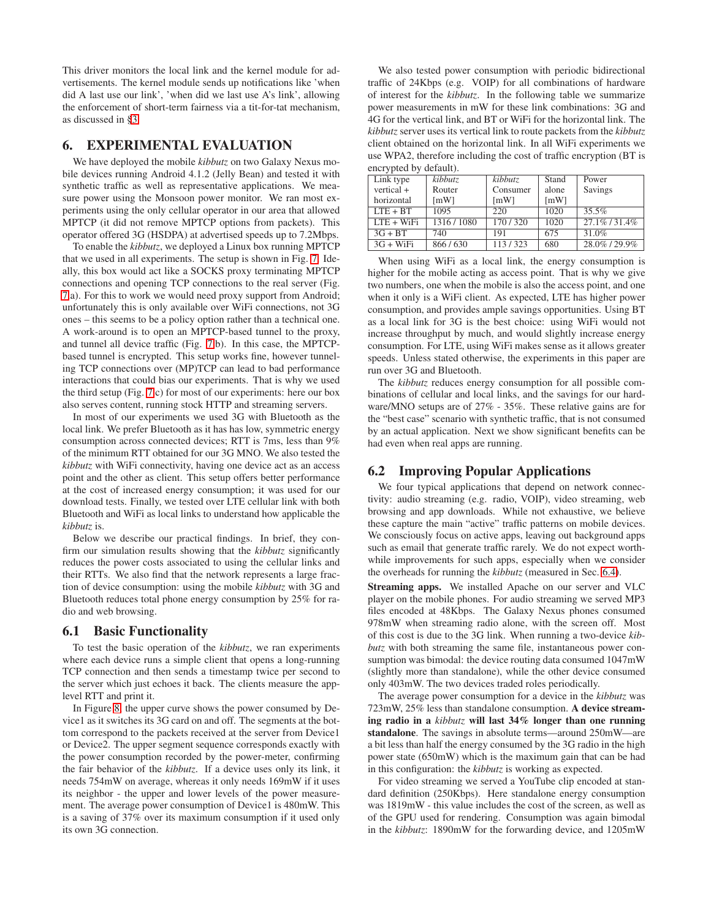This driver monitors the local link and the kernel module for advertisements. The kernel module sends up notifications like 'when did A last use our link', 'when did we last use A's link', allowing the enforcement of short-term fairness via a tit-for-tat mechanism, as discussed in §3.

# 6. EXPERIMENTAL EVALUATION

We have deployed the mobile *kibbutz* on two Galaxy Nexus mobile devices running Android 4.1.2 (Jelly Bean) and tested it with synthetic traffic as well as representative applications. We measure power using the Monsoon power monitor. We ran most experiments using the only cellular operator in our area that allowed MPTCP (it did not remove MPTCP options from packets). This operator offered 3G (HSDPA) at advertised speeds up to 7.2Mbps.

To enable the *kibbutz*, we deployed a Linux box running MPTCP that we used in all experiments. The setup is shown in Fig. 7. Ideally, this box would act like a SOCKS proxy terminating MPTCP connections and opening TCP connections to the real server (Fig. 7a). For this to work we would need proxy support from Android; unfortunately this is only available over WiFi connections, not 3G ones – this seems to be a policy option rather than a technical one. A work-around is to open an MPTCP-based tunnel to the proxy, and tunnel all device traffic (Fig. 7b). In this case, the MPTCP-based tunnel is encrypted. This setup works fine, however tunneling TCP connections over (MP)TCP can lead to bad performance interactions that could bias our experiments. That is why we used the third setup (Fig. 7c) for most of our experiments: here our box also serves content, running stock HTTP and streaming servers.

In most of our experiments we used 3G with Bluetooth as the local link. We prefer Bluetooth as it has has low, symmetric energy consumption across connected devices; RTT is 7ms, less than 9% of the minimum RTT obtained for our 3G MNO. We also tested the *kibbutz* with WiFi connectivity, having one device act as an access point and the other as client. This setup offers better performance at the cost of increased energy consumption; it was used for our download tests. Finally, we tested over LTE cellular link with both Bluetooth and WiFi as local links to understand how applicable the *kibbutz* is.

Below we describe our practical findings. In brief, they confirm our simulation results showing that the *kibbutz* significantly reduces the power costs associated to using the cellular links and their RTTs. We also find that the network represents a large fraction of device consumption: using the mobile *kibbutz* with 3G and Bluetooth reduces total phone energy consumption by 25% for radio and web browsing.

## 6.1 Basic Functionality

To test the basic operation of the *kibbutz*, we ran experiments where each device runs a simple client that opens a long-running TCP connection and then sends a timestamp twice per second to the server which just echoes it back. The clients measure the app-level RTT and print it.

In Figure 8, the upper curve shows the power consumed by Device1 as it switches its 3G card on and off. The segments at the bottom correspond to the packets received at the server from Device1 or Device2. The upper segment sequence corresponds exactly with the power consumption recorded by the power-meter, confirming the fair behavior of the *kibbutz*. If a device uses only its link, it needs 754mW on average, whereas it only needs 169mW if it uses its neighbor - the upper and lower levels of the power measurement. The average power consumption of Device1 is 480mW. This is a saving of 37% over its maximum consumption if it used only its own 3G connection.

We also tested power consumption with periodic bidirectional traffic of 24Kbps (e.g. VOIP) for all combinations of hardware of interest for the *kibbutz*. In the following table we summarize power measurements in mW for these link combinations: 3G and 4G for the vertical link, and BT or WiFi for the horizontal link. The *kibbutz* server uses its vertical link to route packets from the *kibbutz* client obtained on the horizontal link. In all WiFi experiments we use WPA2, therefore including the cost of traffic encryption (BT is encrypted by default).

| Link type vertical + horizontal | *kibbutz* Router [mW] | *kibbutz* Consumer [mW] | Stand alone [mW] | Power Savings |
|---|---|---|---|---|
| LTE + BT | 1095 | 220 | 1020 | 35.5% |
| LTE + WiFi | 1316 / 1080 | 170 / 320 | 1020 | 27.1% / 31.4% |
| 3G + BT | 740 | 191 | 675 | 31.0% |
| 3G + WiFi | 866 / 630 | 113 / 323 | 680 | 28.0% / 29.9% |

When using WiFi as a local link, the energy consumption is higher for the mobile acting as access point. That is why we give two numbers, one when the mobile is also the access point, and one when it only is a WiFi client. As expected, LTE has higher power consumption, and provides ample savings opportunities. Using BT as a local link for 3G is the best choice: using WiFi would not increase throughput by much, and would slightly increase energy consumption. For LTE, using WiFi makes sense as it allows greater speeds. Unless stated otherwise, the experiments in this paper are run over 3G and Bluetooth.

The *kibbutz* reduces energy consumption for all possible combinations of cellular and local links, and the savings for our hardware/MNO setups are of 27% - 35%. These relative gains are for the "best case" scenario with synthetic traffic, that is not consumed by an actual application. Next we show significant benefits can be had even when real apps are running.

## 6.2 Improving Popular Applications

We four typical applications that depend on network connectivity: audio streaming (e.g. radio, VOIP), video streaming, web browsing and app downloads. While not exhaustive, we believe these capture the main "active" traffic patterns on mobile devices. We consciously focus on active apps, leaving out background apps such as email that generate traffic rarely. We do not expect worthwhile improvements for such apps, especially when we consider the overheads for running the *kibbutz* (measured in Sec. 6.4).

**Streaming apps.** We installed Apache on our server and VLC player on the mobile phones. For audio streaming we served MP3 files encoded at 48Kbps. The Galaxy Nexus phones consumed 978mW when streaming radio alone, with the screen off. Most of this cost is due to the 3G link. When running a two-device *kibbutz* with both streaming the same file, instantaneous power consumption was bimodal: the device routing data consumed 1047mW (slightly more than standalone), while the other device consumed only 403mW. The two devices traded roles periodically.

The average power consumption for a device in the *kibbutz* was 723mW, 25% less than standalone consumption. **A device streaming radio in a *kibbutz* will last 34% longer than one running standalone**. The savings in absolute terms—around 250mW—are a bit less than half the energy consumed by the 3G radio in the high power state (650mW) which is the maximum gain that can be had in this configuration: the *kibbutz* is working as expected.

For video streaming we served a YouTube clip encoded at standard definition (250Kbps). Here standalone energy consumption was 1819mW - this value includes the cost of the screen, as well as of the GPU used for rendering. Consumption was again bimodal in the *kibbutz*: 1890mW for the forwarding device, and 1205mW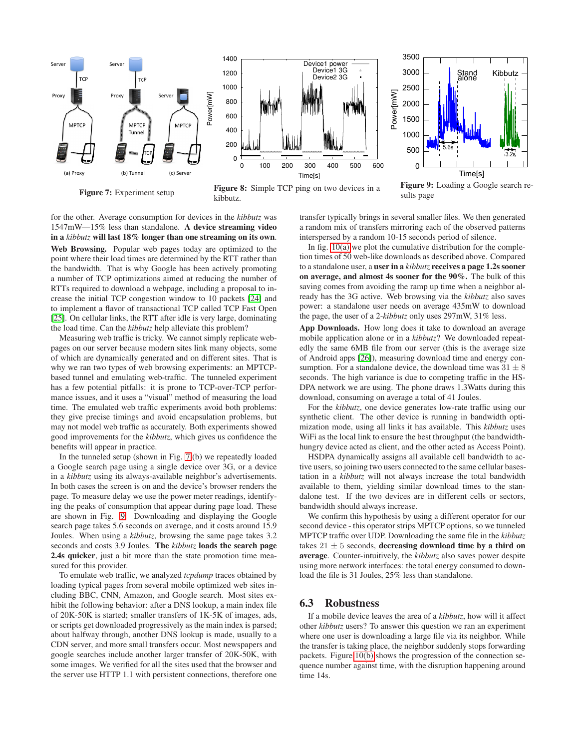Figure 7: Experiment setup

Figure 8: Simple TCP ping on two devices in a kibbutz.

Figure 9: Loading a Google search results page

for the other. Average consumption for devices in the *kibbutz* was 1547mW—15% less than standalone. **A device streaming video in a *kibbutz* will last 18% longer than one streaming on its own.**

**Web Browsing.** Popular web pages today are optimized to the point where their load times are determined by the RTT rather than the bandwidth. That is why Google has been actively promoting a number of TCP optimizations aimed at reducing the number of RTTs required to download a webpage, including a proposal to increase the initial TCP congestion window to 10 packets [24] and to implement a flavor of transactional TCP called TCP Fast Open [25]. On cellular links, the RTT after idle is very large, dominating the load time. Can the *kibbutz* help alleviate this problem?

Measuring web traffic is tricky. We cannot simply replicate webpages on our server because modern sites link many objects, some of which are dynamically generated and on different sites. That is why we ran two types of web browsing experiments: an MPTCP-based tunnel and emulating web-traffic. The tunneled experiment has a few potential pitfalls: it is prone to TCP-over-TCP performance issues, and it uses a "visual" method of measuring the load time. The emulated web traffic experiments avoid both problems: they give precise timings and avoid encapsulation problems, but may not model web traffic as accurately. Both experiments showed good improvements for the *kibbutz*, which gives us confidence the benefits will appear in practice.

In the tunneled setup (shown in Fig. 7(b) we repeatedly loaded a Google search page using a single device over 3G, or a device in a *kibbutz* using its always-available neighbor's advertisements. In both cases the screen is on and the device's browser renders the page. To measure delay we use the power meter readings, identifying the peaks of consumption that appear during page load. These are shown in Fig. 9. Downloading and displaying the Google search page takes 5.6 seconds on average, and it costs around 15.9 Joules. When using a *kibbutz*, browsing the same page takes 3.2 seconds and costs 3.9 Joules. **The *kibbutz* loads the search page 2.4s quicker**, just a bit more than the state promotion time measured for this provider.

To emulate web traffic, we analyzed *tcpdump* traces obtained by loading typical pages from several mobile optimized web sites including BBC, CNN, Amazon, and Google search. Most sites exhibit the following behavior: after a DNS lookup, a main index file of 20K-50K is started; smaller transfers of 1K-5K of images, ads, or scripts get downloaded progressively as the main index is parsed; about halfway through, another DNS lookup is made, usually to a CDN server, and more small transfers occur. Most newspapers and google searches include another larger transfer of 20K-50K, with some images. We verified for all the sites used that the browser and the server use HTTP 1.1 with persistent connections, therefore one transfer typically brings in several smaller files. We then generated a random mix of transfers mirroring each of the observed patterns interspersed by a random 10-15 seconds period of silence.

In fig. 10(a) we plot the cumulative distribution for the completion times of 50 web-like downloads as described above. Compared to a standalone user, a **user in a *kibbutz* receives a page 1.2s sooner on average, and almost 4s sooner for the 90%.** The bulk of this saving comes from avoiding the ramp up time when a neighbor already has the 3G active. Web browsing via the *kibbutz* also saves power: a standalone user needs on average 435mW to download the page, the user of a 2-*kibbutz* only uses 297mW, 31% less.

**App Downloads.** How long does it take to download an average mobile application alone or in a *kibbutz*? We downloaded repeatedly the same 6MB file from our server (this is the average size of Android apps [26]), measuring download time and energy consumption. For a standalone device, the download time was $31 \pm 8$ seconds. The high variance is due to competing traffic in the HSDPA network we are using. The phone draws 1.3Watts during this download, consuming on average a total of 41 Joules.

For the *kibbutz*, one device generates low-rate traffic using our synthetic client. The other device is running in bandwidth optimization mode, using all links it has available. This *kibbutz* uses WiFi as the local link to ensure the best throughput (the bandwidth-hungry device acted as client, and the other acted as Access Point).

HSDPA dynamically assigns all available cell bandwidth to active users, so joining two users connected to the same cellular basestation in a *kibbutz* will not always increase the total bandwidth available to them, yielding similar download times to the standalone test. If the two devices are in different cells or sectors, bandwidth should always increase.

We confirm this hypothesis by using a different operator for our second device - this operator strips MPTCP options, so we tunneled MPTCP traffic over UDP. Downloading the same file in the *kibbutz* takes $21 \pm 5$ seconds, **decreasing download time by a third on average**. Counter-intuitively, the *kibbutz* also saves power despite using more network interfaces: the total energy consumed to download the file is 31 Joules, 25% less than standalone.

## 6.3 Robustness

If a mobile device leaves the area of a *kibbutz*, how will it affect other *kibbutz* users? To answer this question we ran an experiment where one user is downloading a large file via its neighbor. While the transfer is taking place, the neighbor suddenly stops forwarding packets. Figure 10(b) shows the progression of the connection sequence number against time, with the disruption happening around time 14s.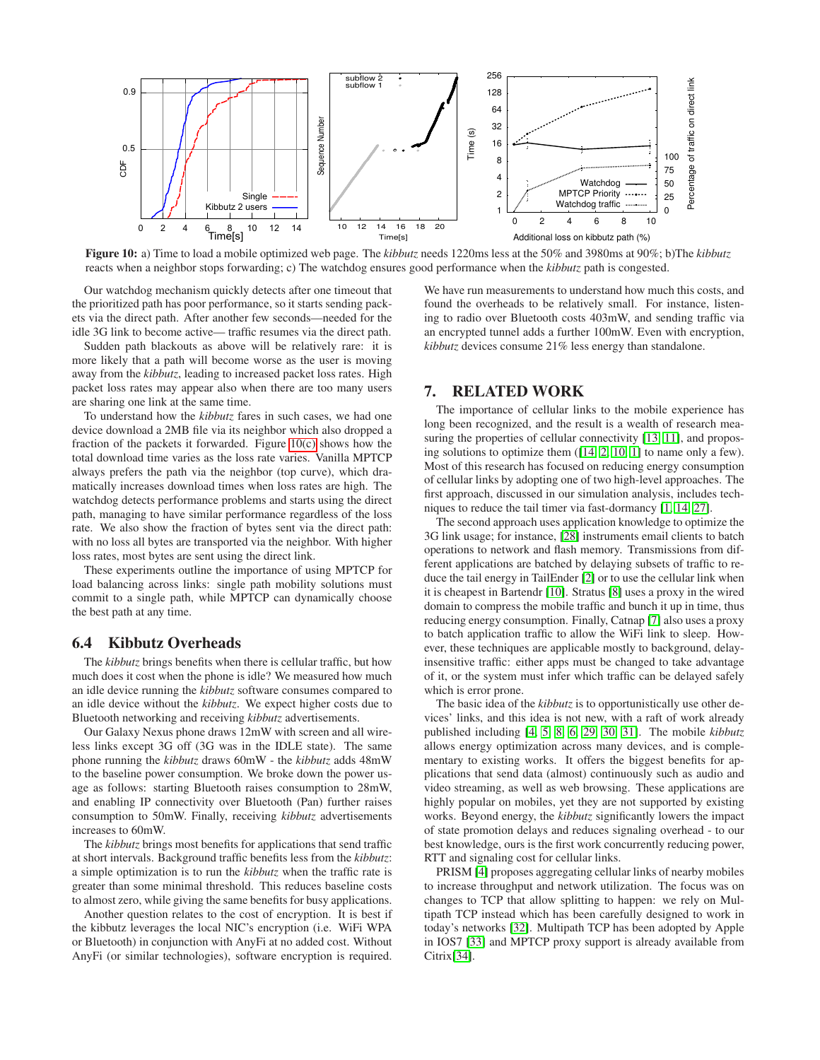**Figure 10:** a) Time to load a mobile optimized web page. The *kibbutz* needs 1220ms less at the 50% and 3980ms at 90%; b)The *kibbutz* reacts when a neighbor stops forwarding; c) The watchdog ensures good performance when the *kibbutz* path is congested.

Our watchdog mechanism quickly detects after one timeout that the prioritized path has poor performance, so it starts sending packets via the direct path. After another few seconds—needed for the idle 3G link to become active— traffic resumes via the direct path.

Sudden path blackouts as above will be relatively rare: it is more likely that a path will become worse as the user is moving away from the *kibbutz*, leading to increased packet loss rates. High packet loss rates may appear also when there are too many users are sharing one link at the same time.

To understand how the *kibbutz* fares in such cases, we had one device download a 2MB file via its neighbor which also dropped a fraction of the packets it forwarded. Figure 10(c) shows how the total download time varies as the loss rate varies. Vanilla MPTCP always prefers the path via the neighbor (top curve), which dramatically increases download times when loss rates are high. The watchdog detects performance problems and starts using the direct path, managing to have similar performance regardless of the loss rate. We also show the fraction of bytes sent via the direct path: with no loss all bytes are transported via the neighbor. With higher loss rates, most bytes are sent using the direct link.

These experiments outline the importance of using MPTCP for load balancing across links: single path mobility solutions must commit to a single path, while MPTCP can dynamically choose the best path at any time.

## 6.4 Kibbutz Overheads

The *kibbutz* brings benefits when there is cellular traffic, but how much does it cost when the phone is idle? We measured how much an idle device running the *kibbutz* software consumes compared to an idle device without the *kibbutz*. We expect higher costs due to Bluetooth networking and receiving *kibbutz* advertisements.

Our Galaxy Nexus phone draws 12mW with screen and all wireless links except 3G off (3G was in the IDLE state). The same phone running the *kibbutz* draws 60mW - the *kibbutz* adds 48mW to the baseline power consumption. We broke down the power usage as follows: starting Bluetooth raises consumption to 28mW, and enabling IP connectivity over Bluetooth (Pan) further raises consumption to 50mW. Finally, receiving *kibbutz* advertisements increases to 60mW.

The *kibbutz* brings most benefits for applications that send traffic at short intervals. Background traffic benefits less from the *kibbutz*: a simple optimization is to run the *kibbutz* when the traffic rate is greater than some minimal threshold. This reduces baseline costs to almost zero, while giving the same benefits for busy applications.

Another question relates to the cost of encryption. It is best if the kibbutz leverages the local NIC's encryption (i.e. WiFi WPA or Bluetooth) in conjunction with AnyFi at no added cost. Without AnyFi (or similar technologies), software encryption is required. We have run measurements to understand how much this costs, and found the overheads to be relatively small. For instance, listening to radio over Bluetooth costs 403mW, and sending traffic via an encrypted tunnel adds a further 100mW. Even with encryption, *kibbutz* devices consume 21% less energy than standalone.

# 7. RELATED WORK

The importance of cellular links to the mobile experience has long been recognized, and the result is a wealth of research measuring the properties of cellular connectivity [13, 11], and proposing solutions to optimize them ([14, 2, 10, 1] to name only a few). Most of this research has focused on reducing energy consumption of cellular links by adopting one of two high-level approaches. The first approach, discussed in our simulation analysis, includes techniques to reduce the tail timer via fast-dormancy [1, 14, 27].

The second approach uses application knowledge to optimize the 3G link usage; for instance, [28] instruments email clients to batch operations to network and flash memory. Transmissions from different applications are batched by delaying subsets of traffic to reduce the tail energy in TailEnder [2] or to use the cellular link when it is cheapest in Bartendr [10]. Stratus [8] uses a proxy in the wired domain to compress the mobile traffic and bunch it up in time, thus reducing energy consumption. Finally, Catnap [7] also uses a proxy to batch application traffic to allow the WiFi link to sleep. However, these techniques are applicable mostly to background, delay-insensitive traffic: either apps must be changed to take advantage of it, or the system must infer which traffic can be delayed safely which is error prone.

The basic idea of the *kibbutz* is to opportunistically use other devices' links, and this idea is not new, with a raft of work already published including [4, 5, 8, 6, 29, 30, 31]. The mobile *kibbutz* allows energy optimization across many devices, and is complementary to existing works. It offers the biggest benefits for applications that send data (almost) continuously such as audio and video streaming, as well as web browsing. These applications are highly popular on mobiles, yet they are not supported by existing works. Beyond energy, the *kibbutz* significantly lowers the impact of state promotion delays and reduces signaling overhead - to our best knowledge, ours is the first work concurrently reducing power, RTT and signaling cost for cellular links.

PRISM [4] proposes aggregating cellular links of nearby mobiles to increase throughput and network utilization. The focus was on changes to TCP that allow splitting to happen: we rely on Multipath TCP instead which has been carefully designed to work in today's networks [32]. Multipath TCP has been adopted by Apple in IOS7 [33] and MPTCP proxy support is already available from Citrix[34].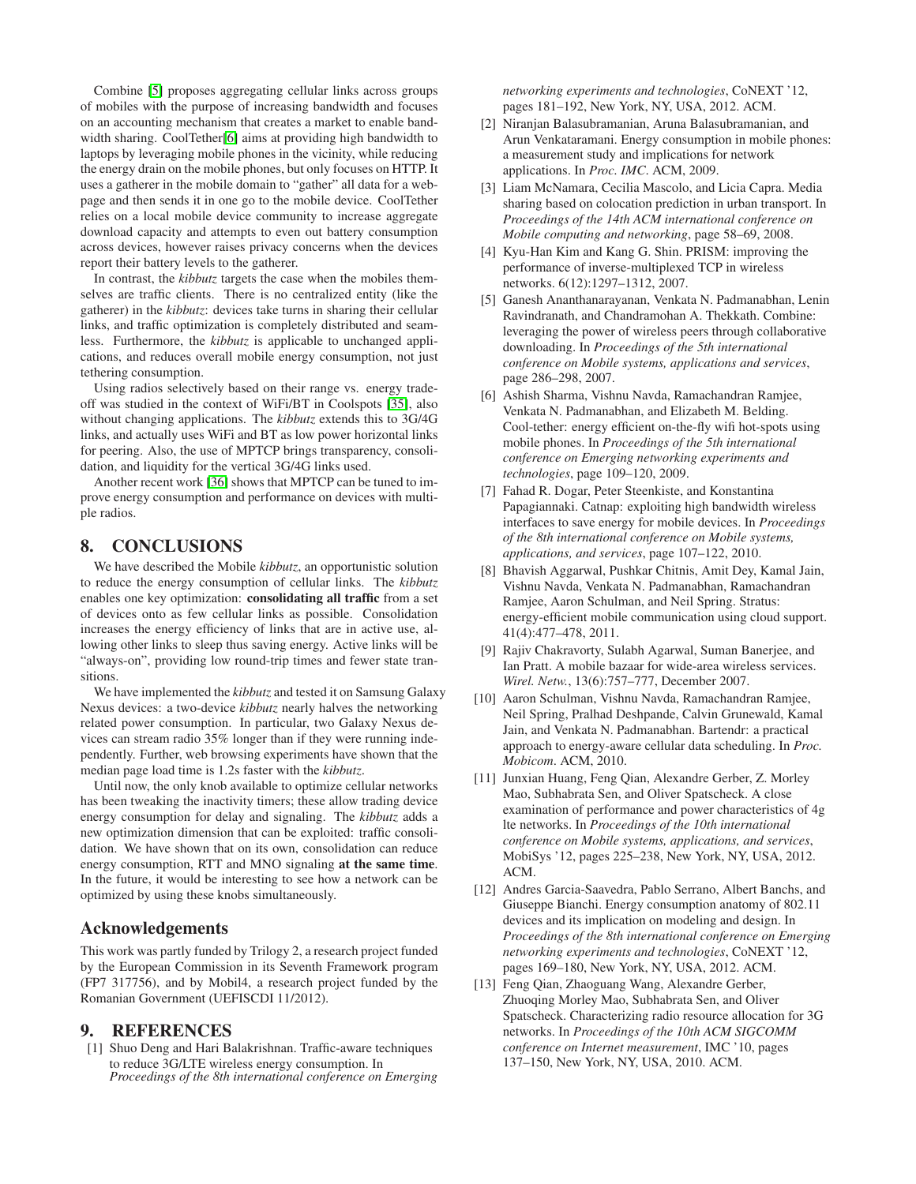Combine [5] proposes aggregating cellular links across groups of mobiles with the purpose of increasing bandwidth and focuses on an accounting mechanism that creates a market to enable bandwidth sharing. CoolTether[6] aims at providing high bandwidth to laptops by leveraging mobile phones in the vicinity, while reducing the energy drain on the mobile phones, but only focuses on HTTP. It uses a gatherer in the mobile domain to "gather" all data for a webpage and then sends it in one go to the mobile device. CoolTether relies on a local mobile device community to increase aggregate download capacity and attempts to even out battery consumption across devices, however raises privacy concerns when the devices report their battery levels to the gatherer.

In contrast, the *kibbutz* targets the case when the mobiles themselves are traffic clients. There is no centralized entity (like the gatherer) in the *kibbutz*: devices take turns in sharing their cellular links, and traffic optimization is completely distributed and seamless. Furthermore, the *kibbutz* is applicable to unchanged applications, and reduces overall mobile energy consumption, not just tethering consumption.

Using radios selectively based on their range vs. energy tradeoff was studied in the context of WiFi/BT in Coolspots [35], also without changing applications. The *kibbutz* extends this to 3G/4G links, and actually uses WiFi and BT as low power horizontal links for peering. Also, the use of MPTCP brings transparency, consolidation, and liquidity for the vertical 3G/4G links used.

Another recent work [36] shows that MPTCP can be tuned to improve energy consumption and performance on devices with multiple radios.

## 8. CONCLUSIONS

We have described the Mobile *kibbutz*, an opportunistic solution to reduce the energy consumption of cellular links. The *kibbutz* enables one key optimization: **consolidating all traffic** from a set of devices onto as few cellular links as possible. Consolidation increases the energy efficiency of links that are in active use, allowing other links to sleep thus saving energy. Active links will be "always-on", providing low round-trip times and fewer state transitions.

We have implemented the *kibbutz* and tested it on Samsung Galaxy Nexus devices: a two-device *kibbutz* nearly halves the networking related power consumption. In particular, two Galaxy Nexus devices can stream radio 35% longer than if they were running independently. Further, web browsing experiments have shown that the median page load time is 1.2s faster with the *kibbutz*.

Until now, the only knob available to optimize cellular networks has been tweaking the inactivity timers; these allow trading device energy consumption for delay and signaling. The *kibbutz* adds a new optimization dimension that can be exploited: traffic consolidation. We have shown that on its own, consolidation can reduce energy consumption, RTT and MNO signaling **at the same time**. In the future, it would be interesting to see how a network can be optimized by using these knobs simultaneously.

## Acknowledgements

This work was partly funded by Trilogy 2, a research project funded by the European Commission in its Seventh Framework program (FP7 317756), and by Mobil4, a research project funded by the Romanian Government (UEFISCDI 11/2012).

## 9. REFERENCES

[1] Shuo Deng and Hari Balakrishnan. Traffic-aware techniques to reduce 3G/LTE wireless energy consumption. In *Proceedings of the 8th international conference on Emerging networking experiments and technologies*, CoNEXT '12, pages 181–192, New York, NY, USA, 2012. ACM.

[2] Niranjan Balasubramanian, Aruna Balasubramanian, and Arun Venkataramani. Energy consumption in mobile phones: a measurement study and implications for network applications. In *Proc. IMC*. ACM, 2009.

[3] Liam McNamara, Cecilia Mascolo, and Licia Capra. Media sharing based on colocation prediction in urban transport. In *Proceedings of the 14th ACM international conference on Mobile computing and networking*, page 58–69, 2008.

[4] Kyu-Han Kim and Kang G. Shin. PRISM: improving the performance of inverse-multiplexed TCP in wireless networks. 6(12):1297–1312, 2007.

[5] Ganesh Ananthanarayanan, Venkata N. Padmanabhan, Lenin Ravindranath, and Chandramohan A. Thekkath. Combine: leveraging the power of wireless peers through collaborative downloading. In *Proceedings of the 5th international conference on Mobile systems, applications and services*, page 286–298, 2007.

[6] Ashish Sharma, Vishnu Navda, Ramachandran Ramjee, Venkata N. Padmanabhan, and Elizabeth M. Belding. Cool-tether: energy efficient on-the-fly wifi hot-spots using mobile phones. In *Proceedings of the 5th international conference on Emerging networking experiments and technologies*, page 109–120, 2009.

[7] Fahad R. Dogar, Peter Steenkiste, and Konstantina Papagiannaki. Catnap: exploiting high bandwidth wireless interfaces to save energy for mobile devices. In *Proceedings of the 8th international conference on Mobile systems, applications, and services*, page 107–122, 2010.

[8] Bhavish Aggarwal, Pushkar Chitnis, Amit Dey, Kamal Jain, Vishnu Navda, Venkata N. Padmanabhan, Ramachandran Ramjee, Aaron Schulman, and Neil Spring. Stratus: energy-efficient mobile communication using cloud support. 41(4):477–478, 2011.

[9] Rajiv Chakravorty, Sulabh Agarwal, Suman Banerjee, and Ian Pratt. A mobile bazaar for wide-area wireless services. *Wirel. Netw.*, 13(6):757–777, December 2007.

[10] Aaron Schulman, Vishnu Navda, Ramachandran Ramjee, Neil Spring, Pralhad Deshpande, Calvin Grunewald, Kamal Jain, and Venkata N. Padmanabhan. Bartendr: a practical approach to energy-aware cellular data scheduling. In *Proc. Mobicom*. ACM, 2010.

[11] Junxian Huang, Feng Qian, Alexandre Gerber, Z. Morley Mao, Subhabrata Sen, and Oliver Spatscheck. A close examination of performance and power characteristics of 4g lte networks. In *Proceedings of the 10th international conference on Mobile systems, applications, and services*, MobiSys '12, pages 225–238, New York, NY, USA, 2012. ACM.

[12] Andres Garcia-Saavedra, Pablo Serrano, Albert Banchs, and Giuseppe Bianchi. Energy consumption anatomy of 802.11 devices and its implication on modeling and design. In *Proceedings of the 8th international conference on Emerging networking experiments and technologies*, CoNEXT '12, pages 169–180, New York, NY, USA, 2012. ACM.

[13] Feng Qian, Zhaoguang Wang, Alexandre Gerber, Zhuoqing Morley Mao, Subhabrata Sen, and Oliver Spatscheck. Characterizing radio resource allocation for 3G networks. In *Proceedings of the 10th ACM SIGCOMM conference on Internet measurement*, IMC '10, pages 137–150, New York, NY, USA, 2010. ACM.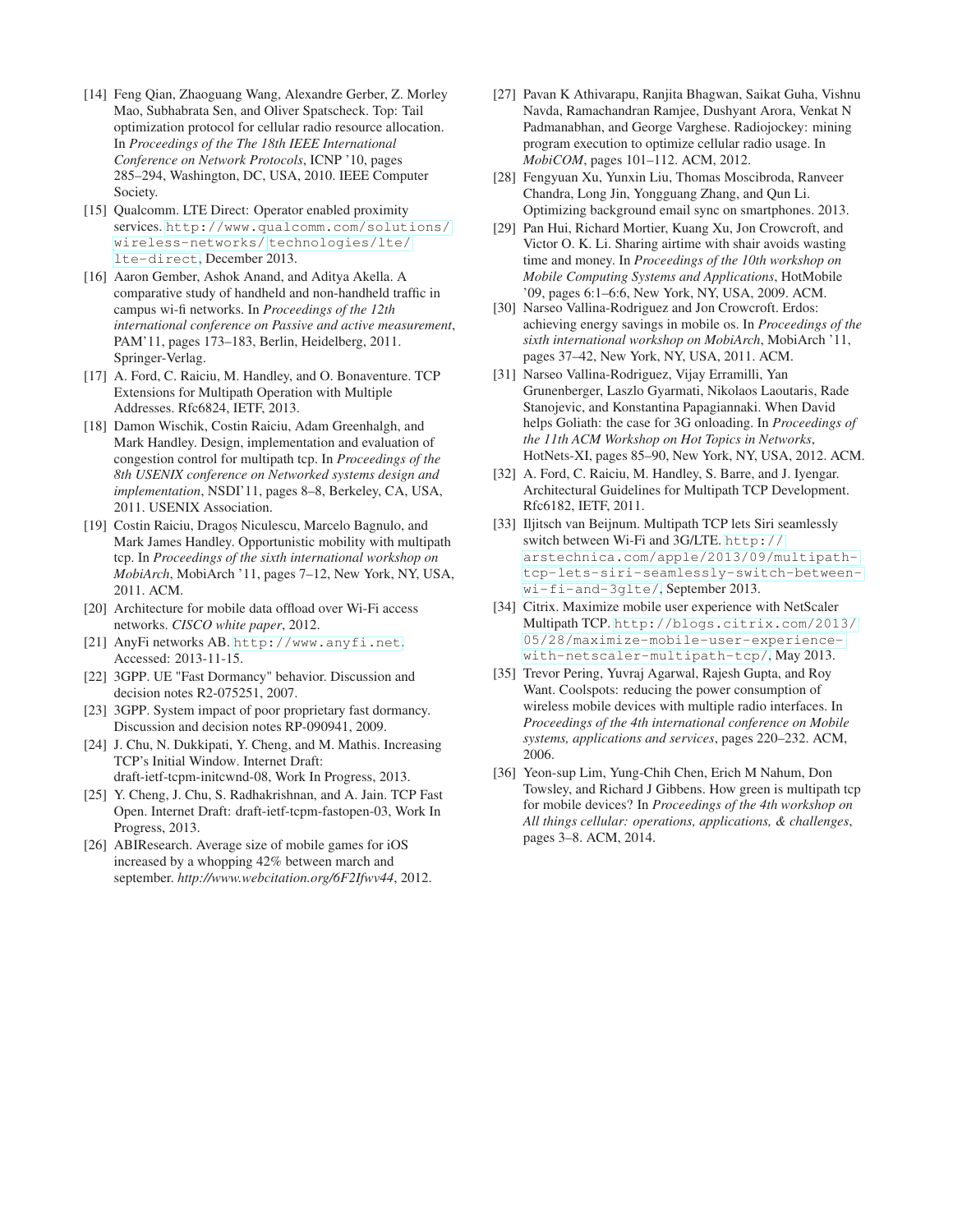[14] Feng Qian, Zhaoguang Wang, Alexandre Gerber, Z. Morley Mao, Subhabrata Sen, and Oliver Spatscheck. Top: Tail optimization protocol for cellular radio resource allocation. In *Proceedings of the The 18th IEEE International Conference on Network Protocols*, ICNP '10, pages 285–294, Washington, DC, USA, 2010. IEEE Computer Society.

[15] Qualcomm. LTE Direct: Operator enabled proximity services. http://www.qualcomm.com/solutions/wireless-networks/technologies/lte/lte-direct, December 2013.

[16] Aaron Gember, Ashok Anand, and Aditya Akella. A comparative study of handheld and non-handheld traffic in campus wi-fi networks. In *Proceedings of the 12th international conference on Passive and active measurement*, PAM'11, pages 173–183, Berlin, Heidelberg, 2011. Springer-Verlag.

[17] A. Ford, C. Raiciu, M. Handley, and O. Bonaventure. TCP Extensions for Multipath Operation with Multiple Addresses. Rfc6824, IETF, 2013.

[18] Damon Wischik, Costin Raiciu, Adam Greenhalgh, and Mark Handley. Design, implementation and evaluation of congestion control for multipath tcp. In *Proceedings of the 8th USENIX conference on Networked systems design and implementation*, NSDI'11, pages 8–8, Berkeley, CA, USA, 2011. USENIX Association.

[19] Costin Raiciu, Dragoș Niculescu, Marcelo Bagnulo, and Mark James Handley. Opportunistic mobility with multipath tcp. In *Proceedings of the sixth international workshop on MobiArch*, MobiArch '11, pages 7–12, New York, NY, USA, 2011. ACM.

[20] Architecture for mobile data offload over Wi-Fi access networks. *CISCO white paper*, 2012.

[21] AnyFi networks AB. http://www.anyfi.net. Accessed: 2013-11-15.

[22] 3GPP. UE "Fast Dormancy" behavior. Discussion and decision notes R2-075251, 2007.

[23] 3GPP. System impact of poor proprietary fast dormancy. Discussion and decision notes RP-090941, 2009.

[24] J. Chu, N. Dukkipati, Y. Cheng, and M. Mathis. Increasing TCP's Initial Window. Internet Draft: draft-ietf-tcpm-initcwnd-08, Work In Progress, 2013.

[25] Y. Cheng, J. Chu, S. Radhakrishnan, and A. Jain. TCP Fast Open. Internet Draft: draft-ietf-tcpm-fastopen-03, Work In Progress, 2013.

[26] ABIResearch. Average size of mobile games for iOS increased by a whopping 42% between march and september. *http://www.webcitation.org/6F2Ifwv44*, 2012.

[27] Pavan K Athivarapu, Ranjita Bhagwan, Saikat Guha, Vishnu Navda, Ramachandran Ramjee, Dushyant Arora, Venkat N Padmanabhan, and George Varghese. Radiojockey: mining program execution to optimize cellular radio usage. In *MobiCOM*, pages 101–112. ACM, 2012.

[28] Fengyuan Xu, Yunxin Liu, Thomas Moscibroda, Ranveer Chandra, Long Jin, Yongguang Zhang, and Qun Li. Optimizing background email sync on smartphones. 2013.

[29] Pan Hui, Richard Mortier, Kuang Xu, Jon Crowcroft, and Victor O. K. Li. Sharing airtime with shair avoids wasting time and money. In *Proceedings of the 10th workshop on Mobile Computing Systems and Applications*, HotMobile '09, pages 6:1–6:6, New York, NY, USA, 2009. ACM.

[30] Narseo Vallina-Rodriguez and Jon Crowcroft. Erdos: achieving energy savings in mobile os. In *Proceedings of the sixth international workshop on MobiArch*, MobiArch '11, pages 37–42, New York, NY, USA, 2011. ACM.

[31] Narseo Vallina-Rodriguez, Vijay Erramilli, Yan Grunenberger, Laszlo Gyarmati, Nikolaos Laoutaris, Rade Stanojevic, and Konstantina Papagiannaki. When David helps Goliath: the case for 3G onloading. In *Proceedings of the 11th ACM Workshop on Hot Topics in Networks*, HotNets-XI, pages 85–90, New York, NY, USA, 2012. ACM.

[32] A. Ford, C. Raiciu, M. Handley, S. Barre, and J. Iyengar. Architectural Guidelines for Multipath TCP Development. Rfc6182, IETF, 2011.

[33] Iljitsch van Beijnum. Multipath TCP lets Siri seamlessly switch between Wi-Fi and 3G/LTE. http://arstechnica.com/apple/2013/09/multipath-tcp-lets-siri-seamlessly-switch-between-wi-fi-and-3glte/, September 2013.

[34] Citrix. Maximize mobile user experience with NetScaler Multipath TCP. http://blogs.citrix.com/2013/05/28/maximize-mobile-user-experience-with-netscaler-multipath-tcp/, May 2013.

[35] Trevor Pering, Yuvraj Agarwal, Rajesh Gupta, and Roy Want. Coolspots: reducing the power consumption of wireless mobile devices with multiple radio interfaces. In *Proceedings of the 4th international conference on Mobile systems, applications and services*, pages 220–232. ACM, 2006.

[36] Yeon-sup Lim, Yung-Chih Chen, Erich M Nahum, Don Towsley, and Richard J Gibbens. How green is multipath tcp for mobile devices? In *Proceedings of the 4th workshop on All things cellular: operations, applications, & challenges*, pages 3–8. ACM, 2014.